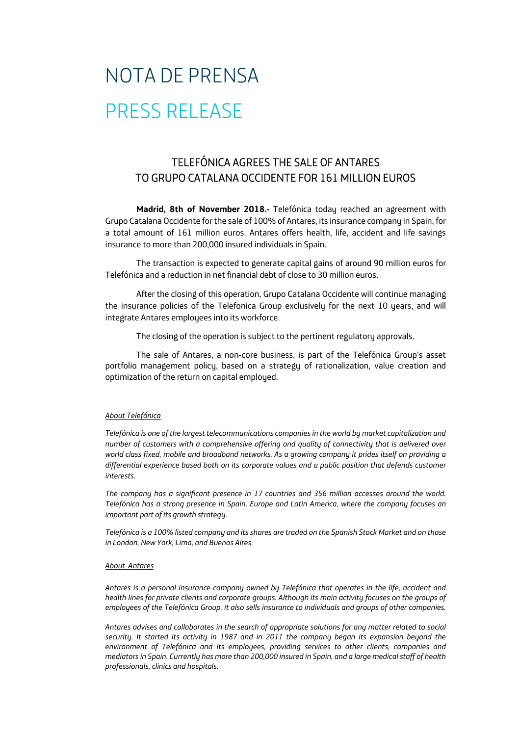# NOTA DE PRENSA

# PRESS RELEASE

## TELEFÓNICA AGREES THE SALE OF ANTARES TO GRUPO CATALANA OCCIDENTE FOR 161 MILLION EUROS

**Madrid, 8th of November 2018.-** Telefónica today reached an agreement with Grupo Catalana Occidente for the sale of 100% of Antares, its insurance company in Spain, for a total amount of 161 million euros. Antares offers health, life, accident and life savings insurance to more than 200,000 insured individuals in Spain.

The transaction is expected to generate capital gains of around 90 million euros for Telefónica and a reduction in net financial debt of close to 30 million euros.

After the closing of this operation, Grupo Catalana Occidente will continue managing the insurance policies of the Telefonica Group exclusively for the next 10 years, and will integrate Antares employees into its workforce.

The closing of the operation is subject to the pertinent regulatory approvals.

The sale of Antares, a non-core business, is part of the Telefónica Group's asset portfolio management policy, based on a strategy of rationalization, value creation and optimization of the return on capital employed.

*About Telefónica*

*Telefónica is one of the largest telecommunications companies in the world by market capitalization and number of customers with a comprehensive offering and quality of connectivity that is delivered over world class fixed, mobile and broadband networks. As a growing company it prides itself on providing a differential experience based both on its corporate values and a public position that defends customer interests.*

*The company has a significant presence in 17 countries and 356 million accesses around the world. Telefónica has a strong presence in Spain, Europe and Latin America, where the company focuses an important part of its growth strategy.*

*Telefónica is a 100% listed company and its shares are traded on the Spanish Stock Market and on those in London, New York, Lima, and Buenos Aires.*

*About Antares*

*Antares is a personal insurance company owned by Telefónica that operates in the life, accident and health lines for private clients and corporate groups. Although its main activity focuses on the groups of employees of the Telefónica Group, it also sells insurance to individuals and groups of other companies.*

*Antares advises and collaborates in the search of appropriate solutions for any matter related to social security. It started its activity in 1987 and in 2011 the company began its expansion beyond the environment of Telefónica and its employees, providing services to other clients, companies and mediators in Spain. Currently has more than 200,000 insured in Spain, and a large medical staff of health professionals, clinics and hospitals.*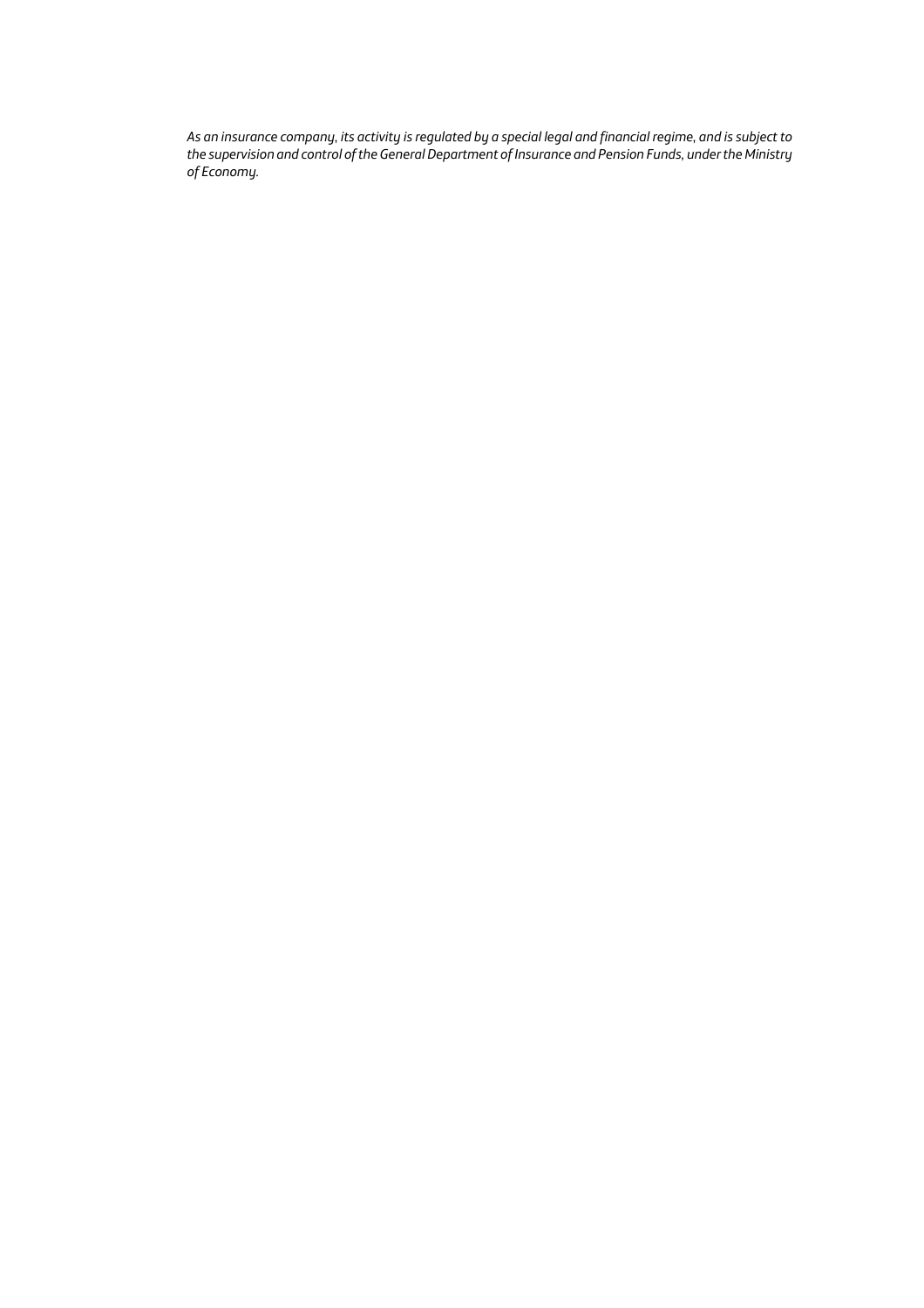*As an insurance company, its activity is regulated by a special legal and financial regime, and is subject to the supervision and control of the General Department of Insurance and Pension Funds, under the Ministry of Economy.*